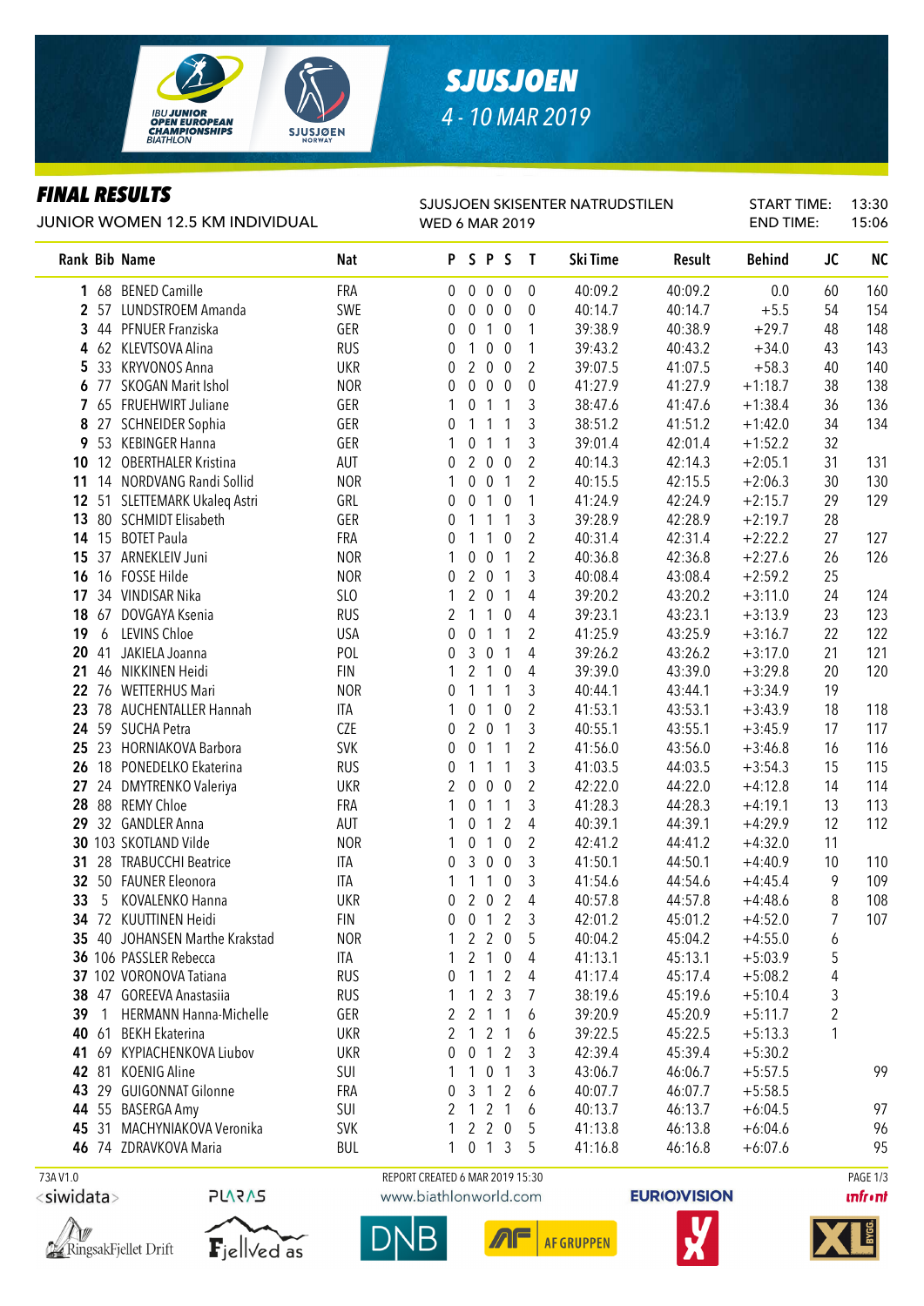# SJUSJOEN

4 - 10 MAR 2019

IBU JUNIOR OPEN EUROPEAN CHAMPIONSHIPS BIATHLON

## FINAL RESULTS

JUNIOR WOMEN 12.5 KM INDIVIDUAL

SJUSJOEN SKISENTER NATRUDSTILEN
WED 6 MAR 2019

START TIME: 13:30
END TIME: 15:06

| Rank | Bib | Name | Nat | P | S | P | S | T | Ski Time | Result | Behind | JC | NC |
|---|---|---|---|---|---|---|---|---|---|---|---|---|---|
| 1 | 68 | BENED Camille | FRA | 0 | 0 | 0 | 0 | 0 | 40:09.2 | 40:09.2 | 0.0 | 60 | 160 |
| 2 | 57 | LUNDSTROEM Amanda | SWE | 0 | 0 | 0 | 0 | 0 | 40:14.7 | 40:14.7 | +5.5 | 54 | 154 |
| 3 | 44 | PFNUER Franziska | GER | 0 | 0 | 1 | 0 | 1 | 39:38.9 | 40:38.9 | +29.7 | 48 | 148 |
| 4 | 62 | KLEVTSOVA Alina | RUS | 0 | 1 | 0 | 0 | 1 | 39:43.2 | 40:43.2 | +34.0 | 43 | 143 |
| 5 | 33 | KRYVONOS Anna | UKR | 0 | 2 | 0 | 0 | 2 | 39:07.5 | 41:07.5 | +58.3 | 40 | 140 |
| 6 | 77 | SKOGAN Marit Ishol | NOR | 0 | 0 | 0 | 0 | 0 | 41:27.9 | 41:27.9 | +1:18.7 | 38 | 138 |
| 7 | 65 | FRUEHWIRT Juliane | GER | 1 | 0 | 1 | 1 | 3 | 38:47.6 | 41:47.6 | +1:38.4 | 36 | 136 |
| 8 | 27 | SCHNEIDER Sophia | GER | 0 | 1 | 1 | 1 | 3 | 38:51.2 | 41:51.2 | +1:42.0 | 34 | 134 |
| 9 | 53 | KEBINGER Hanna | GER | 1 | 0 | 1 | 1 | 3 | 39:01.4 | 42:01.4 | +1:52.2 | 32 | |
| 10 | 12 | OBERTHALER Kristina | AUT | 0 | 2 | 0 | 0 | 2 | 40:14.3 | 42:14.3 | +2:05.1 | 31 | 131 |
| 11 | 14 | NORDVANG Randi Sollid | NOR | 1 | 0 | 0 | 1 | 2 | 40:15.5 | 42:15.5 | +2:06.3 | 30 | 130 |
| 12 | 51 | SLETTEMARK Ukaleq Astri | GRL | 0 | 0 | 1 | 0 | 1 | 41:24.9 | 42:24.9 | +2:15.7 | 29 | 129 |
| 13 | 80 | SCHMIDT Elisabeth | GER | 0 | 1 | 1 | 1 | 3 | 39:28.9 | 42:28.9 | +2:19.7 | 28 | |
| 14 | 15 | BOTET Paula | FRA | 0 | 1 | 1 | 0 | 2 | 40:31.4 | 42:31.4 | +2:22.2 | 27 | 127 |
| 15 | 37 | ARNEKLEIV Juni | NOR | 1 | 0 | 0 | 1 | 2 | 40:36.8 | 42:36.8 | +2:27.6 | 26 | 126 |
| 16 | 16 | FOSSE Hilde | NOR | 0 | 2 | 0 | 1 | 3 | 40:08.4 | 43:08.4 | +2:59.2 | 25 | |
| 17 | 34 | VINDISAR Nika | SLO | 1 | 2 | 0 | 1 | 4 | 39:20.2 | 43:20.2 | +3:11.0 | 24 | 124 |
| 18 | 67 | DOVGAYA Ksenia | RUS | 2 | 1 | 1 | 0 | 4 | 39:23.1 | 43:23.1 | +3:13.9 | 23 | 123 |
| 19 | 6 | LEVINS Chloe | USA | 0 | 0 | 1 | 1 | 2 | 41:25.9 | 43:25.9 | +3:16.7 | 22 | 122 |
| 20 | 41 | JAKIELA Joanna | POL | 0 | 3 | 0 | 1 | 4 | 39:26.2 | 43:26.2 | +3:17.0 | 21 | 121 |
| 21 | 46 | NIKKINEN Heidi | FIN | 1 | 2 | 1 | 0 | 4 | 39:39.0 | 43:39.0 | +3:29.8 | 20 | 120 |
| 22 | 76 | WETTERHUS Mari | NOR | 0 | 1 | 1 | 1 | 3 | 40:44.1 | 43:44.1 | +3:34.9 | 19 | |
| 23 | 78 | AUCHENTALLER Hannah | ITA | 1 | 0 | 1 | 0 | 2 | 41:53.1 | 43:53.1 | +3:43.9 | 18 | 118 |
| 24 | 59 | SUCHA Petra | CZE | 0 | 2 | 0 | 1 | 3 | 40:55.1 | 43:55.1 | +3:45.9 | 17 | 117 |
| 25 | 23 | HORNIAKOVA Barbora | SVK | 0 | 0 | 1 | 1 | 2 | 41:56.0 | 43:56.0 | +3:46.8 | 16 | 116 |
| 26 | 18 | PONEDELKO Ekaterina | RUS | 0 | 1 | 1 | 1 | 3 | 41:03.5 | 44:03.5 | +3:54.3 | 15 | 115 |
| 27 | 24 | DMYTRENKO Valeriya | UKR | 2 | 0 | 0 | 0 | 2 | 42:22.0 | 44:22.0 | +4:12.8 | 14 | 114 |
| 28 | 88 | REMY Chloe | FRA | 1 | 0 | 1 | 1 | 3 | 41:28.3 | 44:28.3 | +4:19.1 | 13 | 113 |
| 29 | 32 | GANDLER Anna | AUT | 1 | 0 | 1 | 2 | 4 | 40:39.1 | 44:39.1 | +4:29.9 | 12 | 112 |
| 30 | 103 | SKOTLAND Vilde | NOR | 1 | 0 | 1 | 0 | 2 | 42:41.2 | 44:41.2 | +4:32.0 | 11 | |
| 31 | 28 | TRABUCCHI Beatrice | ITA | 0 | 3 | 0 | 0 | 3 | 41:50.1 | 44:50.1 | +4:40.9 | 10 | 110 |
| 32 | 50 | FAUNER Eleonora | ITA | 1 | 1 | 1 | 0 | 3 | 41:54.6 | 44:54.6 | +4:45.4 | 9 | 109 |
| 33 | 5 | KOVALENKO Hanna | UKR | 0 | 2 | 0 | 2 | 4 | 40:57.8 | 44:57.8 | +4:48.6 | 8 | 108 |
| 34 | 72 | KUUTTINEN Heidi | FIN | 0 | 0 | 1 | 2 | 3 | 42:01.2 | 45:01.2 | +4:52.0 | 7 | 107 |
| 35 | 40 | JOHANSEN Marthe Krakstad | NOR | 1 | 2 | 2 | 0 | 5 | 40:04.2 | 45:04.2 | +4:55.0 | 6 | |
| 36 | 106 | PASSLER Rebecca | ITA | 1 | 2 | 1 | 0 | 4 | 41:13.1 | 45:13.1 | +5:03.9 | 5 | |
| 37 | 102 | VORONOVA Tatiana | RUS | 0 | 1 | 1 | 2 | 4 | 41:17.4 | 45:17.4 | +5:08.2 | 4 | |
| 38 | 47 | GOREEVA Anastasiia | RUS | 1 | 1 | 2 | 3 | 7 | 38:19.6 | 45:19.6 | +5:10.4 | 3 | |
| 39 | 1 | HERMANN Hanna-Michelle | GER | 2 | 2 | 1 | 1 | 6 | 39:20.9 | 45:20.9 | +5:11.7 | 2 | |
| 40 | 61 | BEKH Ekaterina | UKR | 2 | 1 | 2 | 1 | 6 | 39:22.5 | 45:22.5 | +5:13.3 | 1 | |
| 41 | 69 | KYPIACHENKOVA Liubov | UKR | 0 | 0 | 1 | 2 | 3 | 42:39.4 | 45:39.4 | +5:30.2 | | |
| 42 | 81 | KOENIG Aline | SUI | 1 | 1 | 0 | 1 | 3 | 43:06.7 | 46:06.7 | +5:57.5 | | 99 |
| 43 | 29 | GUIGONNAT Gilonne | FRA | 0 | 3 | 1 | 2 | 6 | 40:07.7 | 46:07.7 | +5:58.5 | | |
| 44 | 55 | BASERGA Amy | SUI | 2 | 1 | 2 | 1 | 6 | 40:13.7 | 46:13.7 | +6:04.5 | | 97 |
| 45 | 31 | MACHYNIAKOVA Veronika | SVK | 1 | 2 | 2 | 0 | 5 | 41:13.8 | 46:13.8 | +6:04.6 | | 96 |
| 46 | 74 | ZDRAVKOVA Maria | BUL | 1 | 0 | 1 | 3 | 5 | 41:16.8 | 46:16.8 | +6:07.6 | | 95 |

73A V1.0 — REPORT CREATED 6 MAR 2019 15:30 — www.biathlonworld.com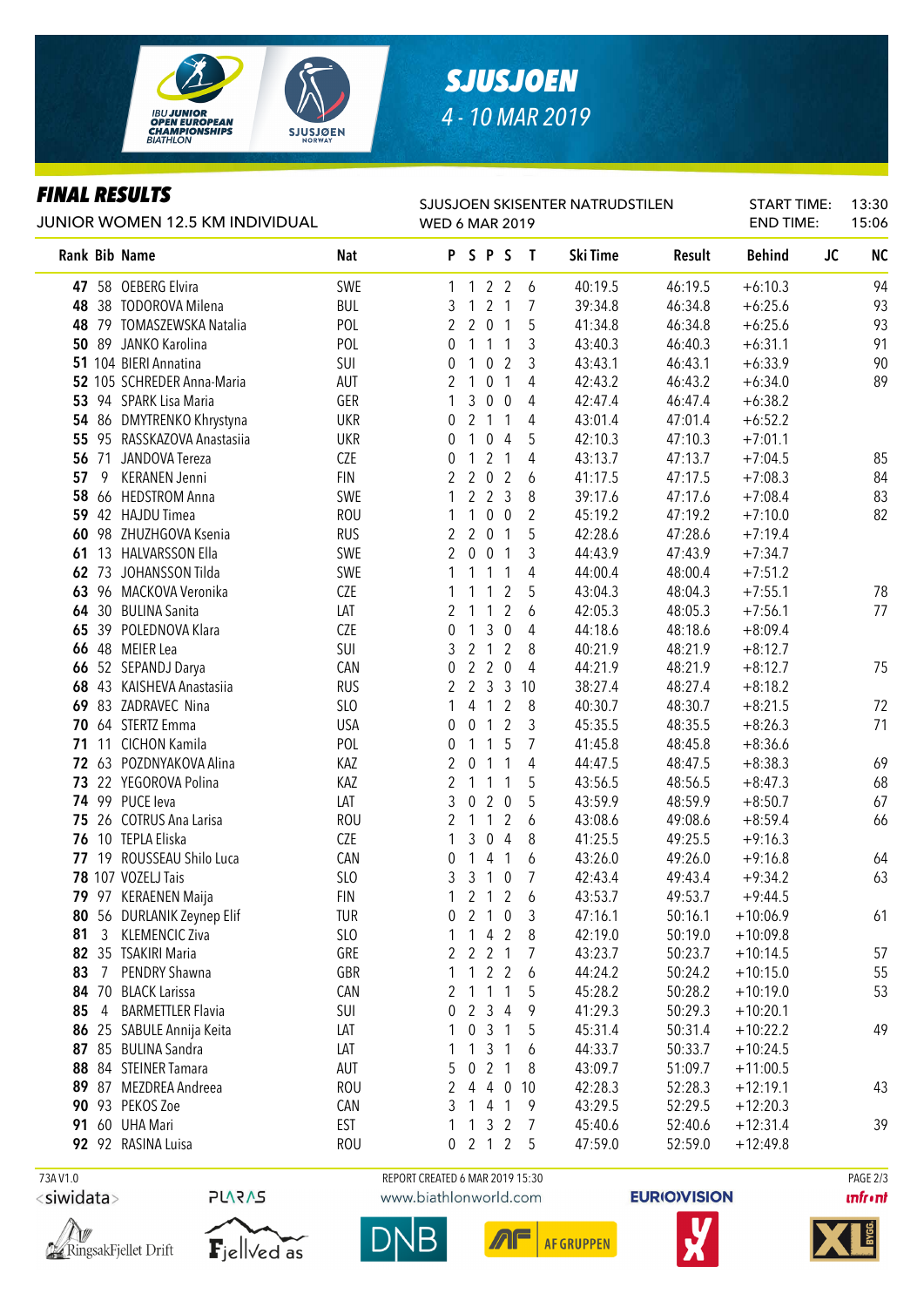# SJUSJOEN

4 - 10 MAR 2019

## FINAL RESULTS

JUNIOR WOMEN 12.5 KM INDIVIDUAL

SJUSJOEN SKISENTER NATRUDSTILEN
WED 6 MAR 2019

START TIME: 13:30
END TIME: 15:06

| Rank | Bib | Name | Nat | P | S | P | S | T | Ski Time | Result | Behind | JC | NC |
|---|---|---|---|---|---|---|---|---|---|---|---|---|---|
| 47 | 58 | OEBERG Elvira | SWE | 1 | 1 | 2 | 2 | 6 | 40:19.5 | 46:19.5 | +6:10.3 | | 94 |
| 48 | 38 | TODOROVA Milena | BUL | 3 | 1 | 2 | 1 | 7 | 39:34.8 | 46:34.8 | +6:25.6 | | 93 |
| 48 | 79 | TOMASZEWSKA Natalia | POL | 2 | 2 | 0 | 1 | 5 | 41:34.8 | 46:34.8 | +6:25.6 | | 93 |
| 50 | 89 | JANKO Karolina | POL | 0 | 1 | 1 | 1 | 3 | 43:40.3 | 46:40.3 | +6:31.1 | | 91 |
| 51 | 104 | BIERI Annatina | SUI | 0 | 1 | 0 | 2 | 3 | 43:43.1 | 46:43.1 | +6:33.9 | | 90 |
| 52 | 105 | SCHREDER Anna-Maria | AUT | 2 | 1 | 0 | 1 | 4 | 42:43.2 | 46:43.2 | +6:34.0 | | 89 |
| 53 | 94 | SPARK Lisa Maria | GER | 1 | 3 | 0 | 0 | 4 | 42:47.4 | 46:47.4 | +6:38.2 | | |
| 54 | 86 | DMYTRENKO Khrystyna | UKR | 0 | 2 | 1 | 1 | 4 | 43:01.4 | 47:01.4 | +6:52.2 | | |
| 55 | 95 | RASSKAZOVA Anastasiia | UKR | 0 | 1 | 0 | 4 | 5 | 42:10.3 | 47:10.3 | +7:01.1 | | |
| 56 | 71 | JANDOVA Tereza | CZE | 0 | 1 | 2 | 1 | 4 | 43:13.7 | 47:13.7 | +7:04.5 | | 85 |
| 57 | 9 | KERANEN Jenni | FIN | 2 | 2 | 0 | 2 | 6 | 41:17.5 | 47:17.5 | +7:08.3 | | 84 |
| 58 | 66 | HEDSTROM Anna | SWE | 1 | 2 | 2 | 3 | 8 | 39:17.6 | 47:17.6 | +7:08.4 | | 83 |
| 59 | 42 | HAJDU Timea | ROU | 1 | 1 | 0 | 0 | 2 | 45:19.2 | 47:19.2 | +7:10.0 | | 82 |
| 60 | 98 | ZHUZHGOVA Ksenia | RUS | 2 | 2 | 0 | 1 | 5 | 42:28.6 | 47:28.6 | +7:19.4 | | |
| 61 | 13 | HALVARSSON Ella | SWE | 2 | 0 | 0 | 1 | 3 | 44:43.9 | 47:43.9 | +7:34.7 | | |
| 62 | 73 | JOHANSSON Tilda | SWE | 1 | 1 | 1 | 1 | 4 | 44:00.4 | 48:00.4 | +7:51.2 | | |
| 63 | 96 | MACKOVA Veronika | CZE | 1 | 1 | 1 | 2 | 5 | 43:04.3 | 48:04.3 | +7:55.1 | | 78 |
| 64 | 30 | BULINA Sanita | LAT | 2 | 1 | 1 | 2 | 6 | 42:05.3 | 48:05.3 | +7:56.1 | | 77 |
| 65 | 39 | POLEDNOVA Klara | CZE | 0 | 1 | 3 | 0 | 4 | 44:18.6 | 48:18.6 | +8:09.4 | | |
| 66 | 48 | MEIER Lea | SUI | 3 | 2 | 1 | 2 | 8 | 40:21.9 | 48:21.9 | +8:12.7 | | |
| 66 | 52 | SEPANDJ Darya | CAN | 0 | 2 | 2 | 0 | 4 | 44:21.9 | 48:21.9 | +8:12.7 | | 75 |
| 68 | 43 | KAISHEVA Anastasiia | RUS | 2 | 2 | 3 | 3 | 10 | 38:27.4 | 48:27.4 | +8:18.2 | | |
| 69 | 83 | ZADRAVEC Nina | SLO | 1 | 4 | 1 | 2 | 8 | 40:30.7 | 48:30.7 | +8:21.5 | | 72 |
| 70 | 64 | STERTZ Emma | USA | 0 | 0 | 1 | 2 | 3 | 45:35.5 | 48:35.5 | +8:26.3 | | 71 |
| 71 | 11 | CICHON Kamila | POL | 0 | 1 | 1 | 5 | 7 | 41:45.8 | 48:45.8 | +8:36.6 | | |
| 72 | 63 | POZDNYAKOVA Alina | KAZ | 2 | 0 | 1 | 1 | 4 | 44:47.5 | 48:47.5 | +8:38.3 | | 69 |
| 73 | 22 | YEGOROVA Polina | KAZ | 2 | 1 | 1 | 1 | 5 | 43:56.5 | 48:56.5 | +8:47.3 | | 68 |
| 74 | 99 | PUCE Ieva | LAT | 3 | 0 | 2 | 0 | 5 | 43:59.9 | 48:59.9 | +8:50.7 | | 67 |
| 75 | 26 | COTRUS Ana Larisa | ROU | 2 | 1 | 1 | 2 | 6 | 43:08.6 | 49:08.6 | +8:59.4 | | 66 |
| 76 | 10 | TEPLA Eliska | CZE | 1 | 3 | 0 | 4 | 8 | 41:25.5 | 49:25.5 | +9:16.3 | | |
| 77 | 19 | ROUSSEAU Shilo Luca | CAN | 0 | 1 | 4 | 1 | 6 | 43:26.0 | 49:26.0 | +9:16.8 | | 64 |
| 78 | 107 | VOZELJ Tais | SLO | 3 | 3 | 1 | 0 | 7 | 42:43.4 | 49:43.4 | +9:34.2 | | 63 |
| 79 | 97 | KERAENEN Maija | FIN | 1 | 2 | 1 | 2 | 6 | 43:53.7 | 49:53.7 | +9:44.5 | | |
| 80 | 56 | DURLANIK Zeynep Elif | TUR | 0 | 2 | 1 | 0 | 3 | 47:16.1 | 50:16.1 | +10:06.9 | | 61 |
| 81 | 3 | KLEMENCIC Ziva | SLO | 1 | 1 | 4 | 2 | 8 | 42:19.0 | 50:19.0 | +10:09.8 | | |
| 82 | 35 | TSAKIRI Maria | GRE | 2 | 2 | 2 | 1 | 7 | 43:23.7 | 50:23.7 | +10:14.5 | | 57 |
| 83 | 7 | PENDRY Shawna | GBR | 1 | 1 | 2 | 2 | 6 | 44:24.2 | 50:24.2 | +10:15.0 | | 55 |
| 84 | 70 | BLACK Larissa | CAN | 2 | 1 | 1 | 1 | 5 | 45:28.2 | 50:28.2 | +10:19.0 | | 53 |
| 85 | 4 | BARMETTLER Flavia | SUI | 0 | 2 | 3 | 4 | 9 | 41:29.3 | 50:29.3 | +10:20.1 | | |
| 86 | 25 | SABULE Annija Keita | LAT | 1 | 0 | 3 | 1 | 5 | 45:31.4 | 50:31.4 | +10:22.2 | | 49 |
| 87 | 85 | BULINA Sandra | LAT | 1 | 1 | 3 | 1 | 6 | 44:33.7 | 50:33.7 | +10:24.5 | | |
| 88 | 84 | STEINER Tamara | AUT | 5 | 0 | 2 | 1 | 8 | 43:09.7 | 51:09.7 | +11:00.5 | | |
| 89 | 87 | MEZDREA Andreea | ROU | 2 | 4 | 4 | 0 | 10 | 42:28.3 | 52:28.3 | +12:19.1 | | 43 |
| 90 | 93 | PEKOS Zoe | CAN | 3 | 1 | 4 | 1 | 9 | 43:29.5 | 52:29.5 | +12:20.3 | | |
| 91 | 60 | UHA Mari | EST | 1 | 1 | 3 | 2 | 7 | 45:40.6 | 52:40.6 | +12:31.4 | | 39 |
| 92 | 92 | RASINA Luisa | ROU | 0 | 2 | 1 | 2 | 5 | 47:59.0 | 52:59.0 | +12:49.8 | | |

73A V1.0 REPORT CREATED 6 MAR 2019 15:30 www.biathlonworld.com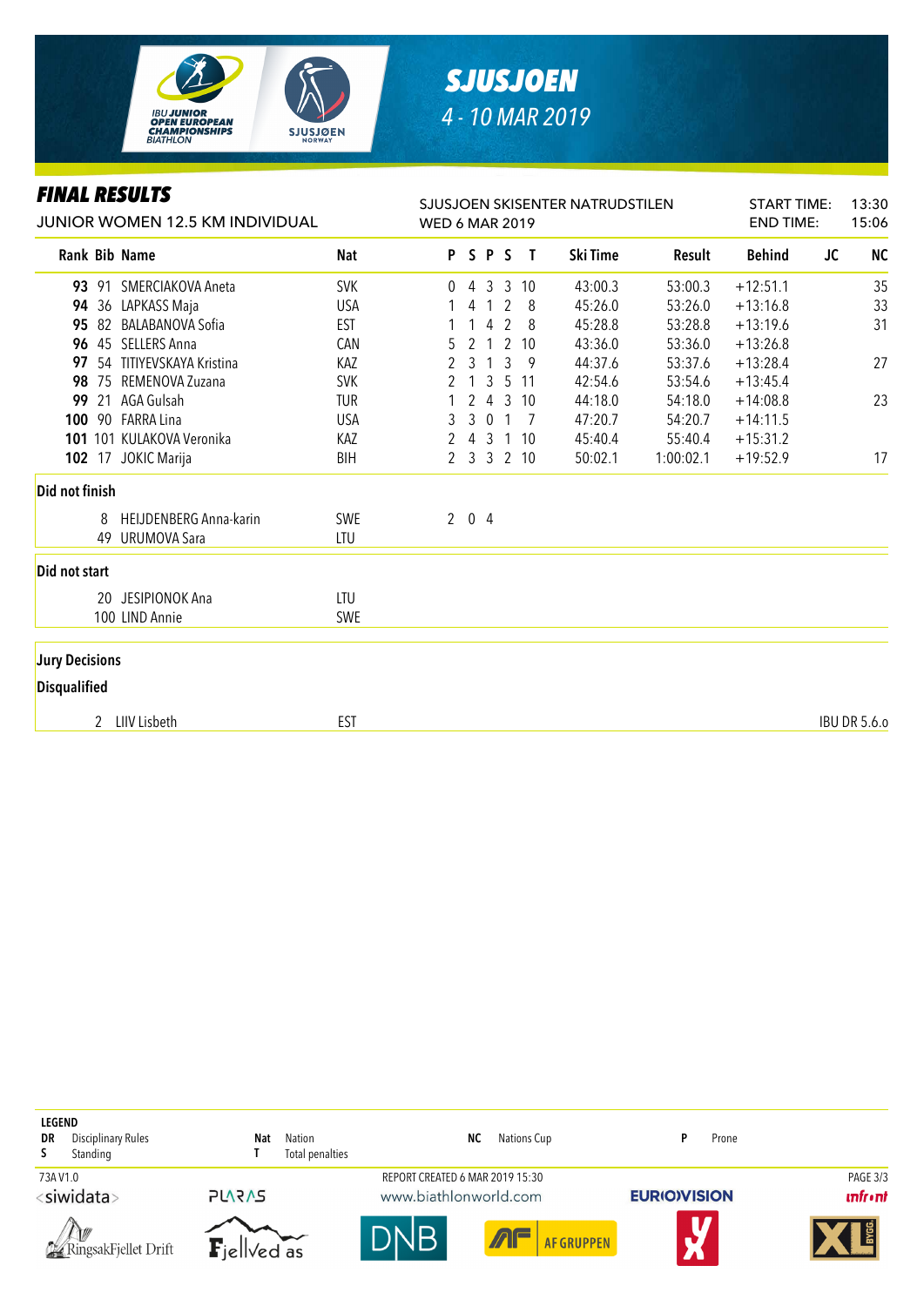# SJUSJOEN

4 - 10 MAR 2019

## FINAL RESULTS

JUNIOR WOMEN 12.5 KM INDIVIDUAL

SJUSJOEN SKISENTER NATRUDSTILEN
WED 6 MAR 2019

START TIME: 13:30
END TIME: 15:06

| Rank | Bib | Name | Nat | P | S | P | S | T | Ski Time | Result | Behind | JC | NC |
|---|---|---|---|---|---|---|---|---|---|---|---|---|---|
| **93** | 91 | SMERCIAKOVA Aneta | SVK | 0 | 4 | 3 | 3 | 10 | 43:00.3 | 53:00.3 | +12:51.1 | | 35 |
| **94** | 36 | LAPKASS Maja | USA | 1 | 4 | 1 | 2 | 8 | 45:26.0 | 53:26.0 | +13:16.8 | | 33 |
| **95** | 82 | BALABANOVA Sofia | EST | 1 | 1 | 4 | 2 | 8 | 45:28.8 | 53:28.8 | +13:19.6 | | 31 |
| **96** | 45 | SELLERS Anna | CAN | 5 | 2 | 1 | 2 | 10 | 43:36.0 | 53:36.0 | +13:26.8 | | |
| **97** | 54 | TITIYEVSKAYA Kristina | KAZ | 2 | 3 | 1 | 3 | 9 | 44:37.6 | 53:37.6 | +13:28.4 | | 27 |
| **98** | 75 | REMENOVA Zuzana | SVK | 2 | 1 | 3 | 5 | 11 | 42:54.6 | 53:54.6 | +13:45.4 | | |
| **99** | 21 | AGA Gulsah | TUR | 1 | 2 | 4 | 3 | 10 | 44:18.0 | 54:18.0 | +14:08.8 | | 23 |
| **100** | 90 | FARRA Lina | USA | 3 | 3 | 0 | 1 | 7 | 47:20.7 | 54:20.7 | +14:11.5 | | |
| **101** | 101 | KULAKOVA Veronika | KAZ | 2 | 4 | 3 | 1 | 10 | 45:40.4 | 55:40.4 | +15:31.2 | | |
| **102** | 17 | JOKIC Marija | BIH | 2 | 3 | 3 | 2 | 10 | 50:02.1 | 1:00:02.1 | +19:52.9 | | 17 |

### Did not finish

| Bib | Name | Nat | P | S | P |
|---|---|---|---|---|---|
| 8 | HEIJDENBERG Anna-karin | SWE | 2 | 0 | 4 |
| 49 | URUMOVA Sara | LTU | | | |

### Did not start

| Bib | Name | Nat |
|---|---|---|
| 20 | JESIPIONOK Ana | LTU |
| 100 | LIND Annie | SWE |

### Jury Decisions

### Disqualified

| Bib | Name | Nat | |
|---|---|---|---|
| 2 | LIIV Lisbeth | EST | IBU DR 5.6.o |

**LEGEND**

**DR** Disciplinary Rules
**S** Standing
**Nat** Nation
**T** Total penalties
**NC** Nations Cup
**P** Prone

73A V1.0
REPORT CREATED 6 MAR 2019 15:30
www.biathlonworld.com